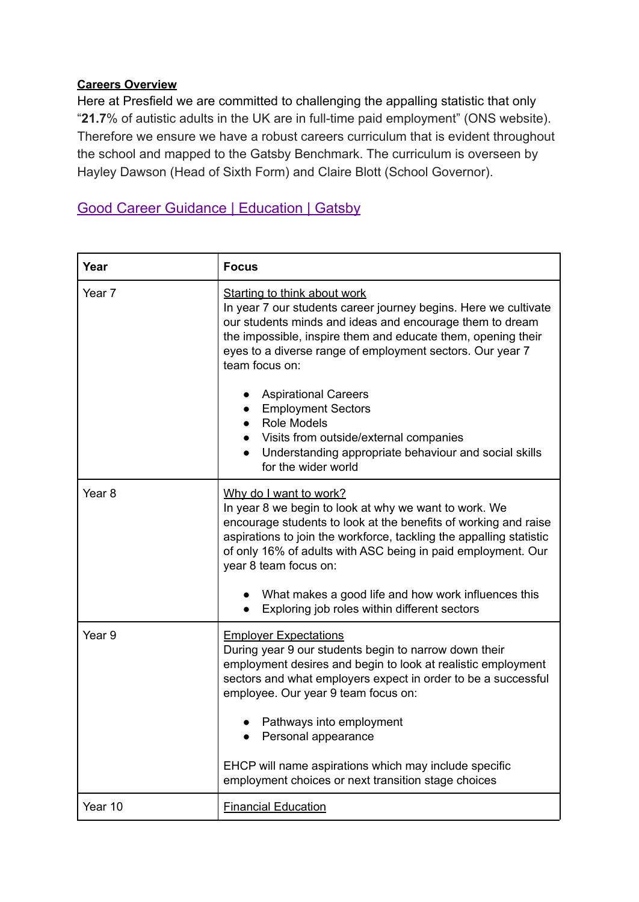**Careers Overview**

Here at Presfield we are committed to challenging the appalling statistic that only "**21.7**% of autistic adults in the UK are in full-time paid employment" (ONS website). Therefore we ensure we have a robust careers curriculum that is evident throughout the school and mapped to the Gatsby Benchmark. The curriculum is overseen by Hayley Dawson (Head of Sixth Form) and Claire Blott (School Governor).

[Good Career Guidance | Education | Gatsby]()

| **Year** | **Focus** |
| --- | --- |
| Year 7 | <u>Starting to think about work</u><br>In year 7 our students career journey begins. Here we cultivate our students minds and ideas and encourage them to dream the impossible, inspire them and educate them, opening their eyes to a diverse range of employment sectors. Our year 7 team focus on:<br><br>• Aspirational Careers<br>• Employment Sectors<br>• Role Models<br>• Visits from outside/external companies<br>• Understanding appropriate behaviour and social skills for the wider world |
| Year 8 | <u>Why do I want to work?</u><br>In year 8 we begin to look at why we want to work. We encourage students to look at the benefits of working and raise aspirations to join the workforce, tackling the appalling statistic of only 16% of adults with ASC being in paid employment. Our year 8 team focus on:<br><br>• What makes a good life and how work influences this<br>• Exploring job roles within different sectors |
| Year 9 | <u>Employer Expectations</u><br>During year 9 our students begin to narrow down their employment desires and begin to look at realistic employment sectors and what employers expect in order to be a successful employee. Our year 9 team focus on:<br><br>• Pathways into employment<br>• Personal appearance<br><br>EHCP will name aspirations which may include specific employment choices or next transition stage choices |
| Year 10 | <u>Financial Education</u> |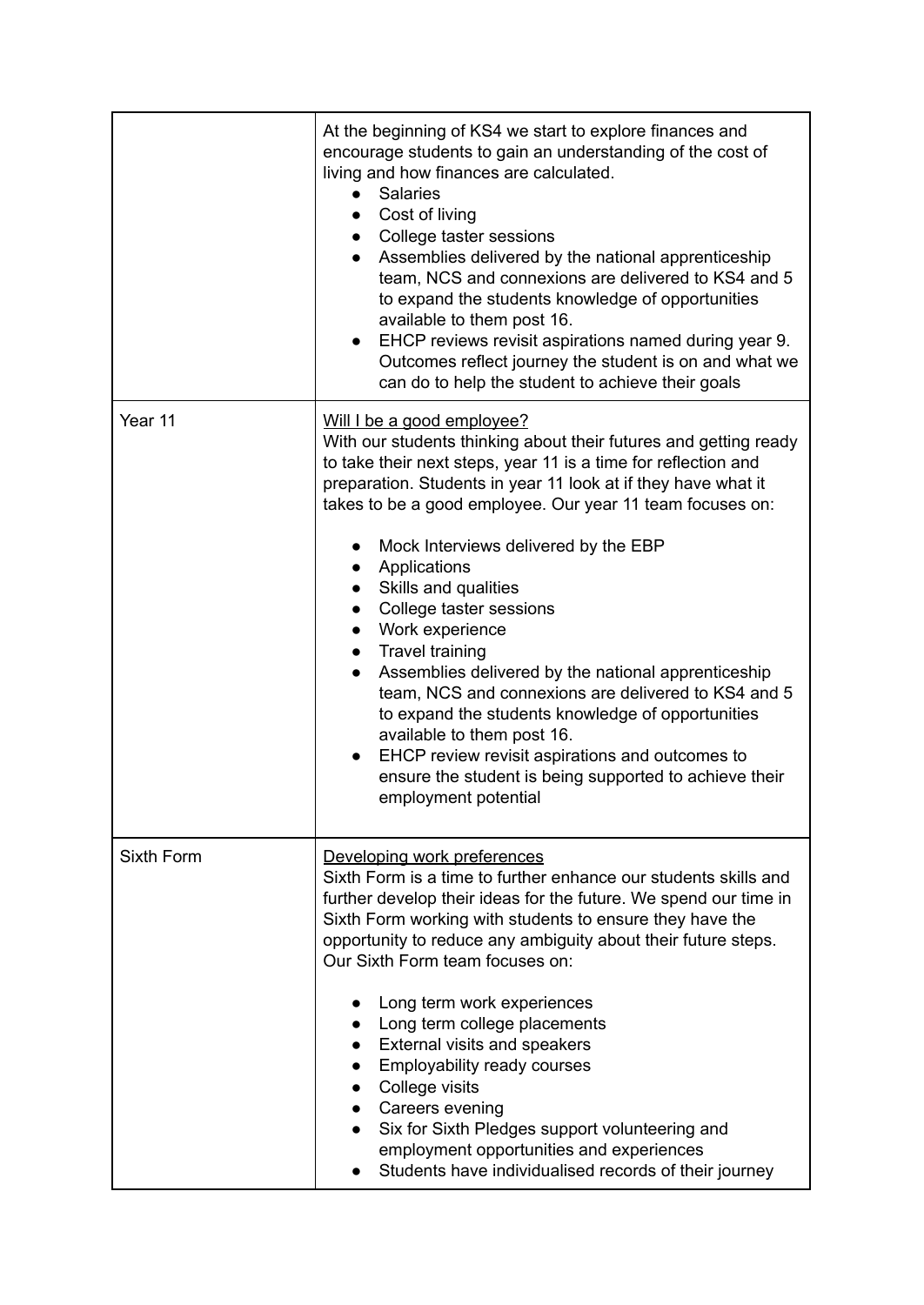| | |
|---|---|
| | At the beginning of KS4 we start to explore finances and encourage students to gain an understanding of the cost of living and how finances are calculated.<br>• Salaries<br>• Cost of living<br>• College taster sessions<br>• Assemblies delivered by the national apprenticeship team, NCS and connexions are delivered to KS4 and 5 to expand the students knowledge of opportunities available to them post 16.<br>• EHCP reviews revisit aspirations named during year 9. Outcomes reflect journey the student is on and what we can do to help the student to achieve their goals |
| Year 11 | <u>Will I be a good employee?</u><br>With our students thinking about their futures and getting ready to take their next steps, year 11 is a time for reflection and preparation. Students in year 11 look at if they have what it takes to be a good employee. Our year 11 team focuses on:<br>• Mock Interviews delivered by the EBP<br>• Applications<br>• Skills and qualities<br>• College taster sessions<br>• Work experience<br>• Travel training<br>• Assemblies delivered by the national apprenticeship team, NCS and connexions are delivered to KS4 and 5 to expand the students knowledge of opportunities available to them post 16.<br>• EHCP review revisit aspirations and outcomes to ensure the student is being supported to achieve their employment potential |
| Sixth Form | <u>Developing work preferences</u><br>Sixth Form is a time to further enhance our students skills and further develop their ideas for the future. We spend our time in Sixth Form working with students to ensure they have the opportunity to reduce any ambiguity about their future steps. Our Sixth Form team focuses on:<br>• Long term work experiences<br>• Long term college placements<br>• External visits and speakers<br>• Employability ready courses<br>• College visits<br>• Careers evening<br>• Six for Sixth Pledges support volunteering and employment opportunities and experiences<br>• Students have individualised records of their journey |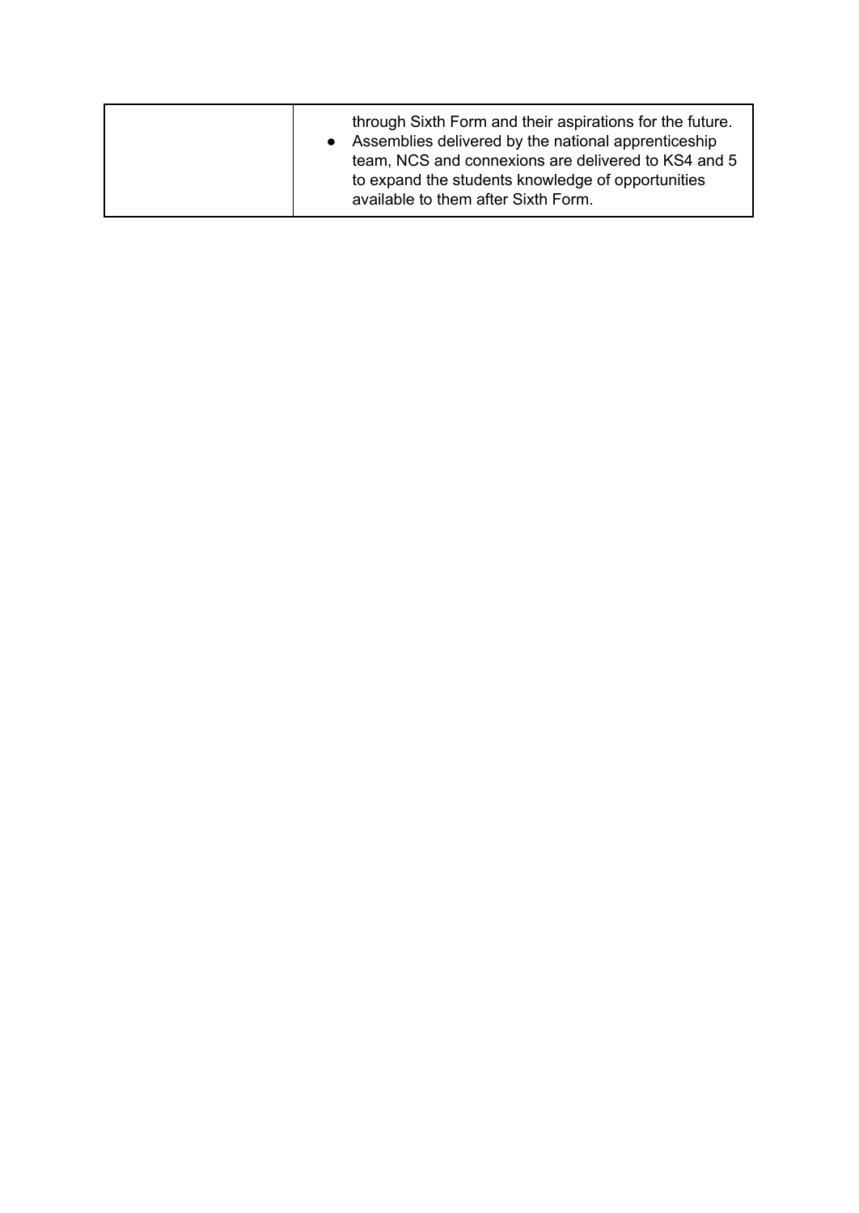| | |
|---|---|
| | through Sixth Form and their aspirations for the future.<br>● Assemblies delivered by the national apprenticeship team, NCS and connexions are delivered to KS4 and 5 to expand the students knowledge of opportunities available to them after Sixth Form. |